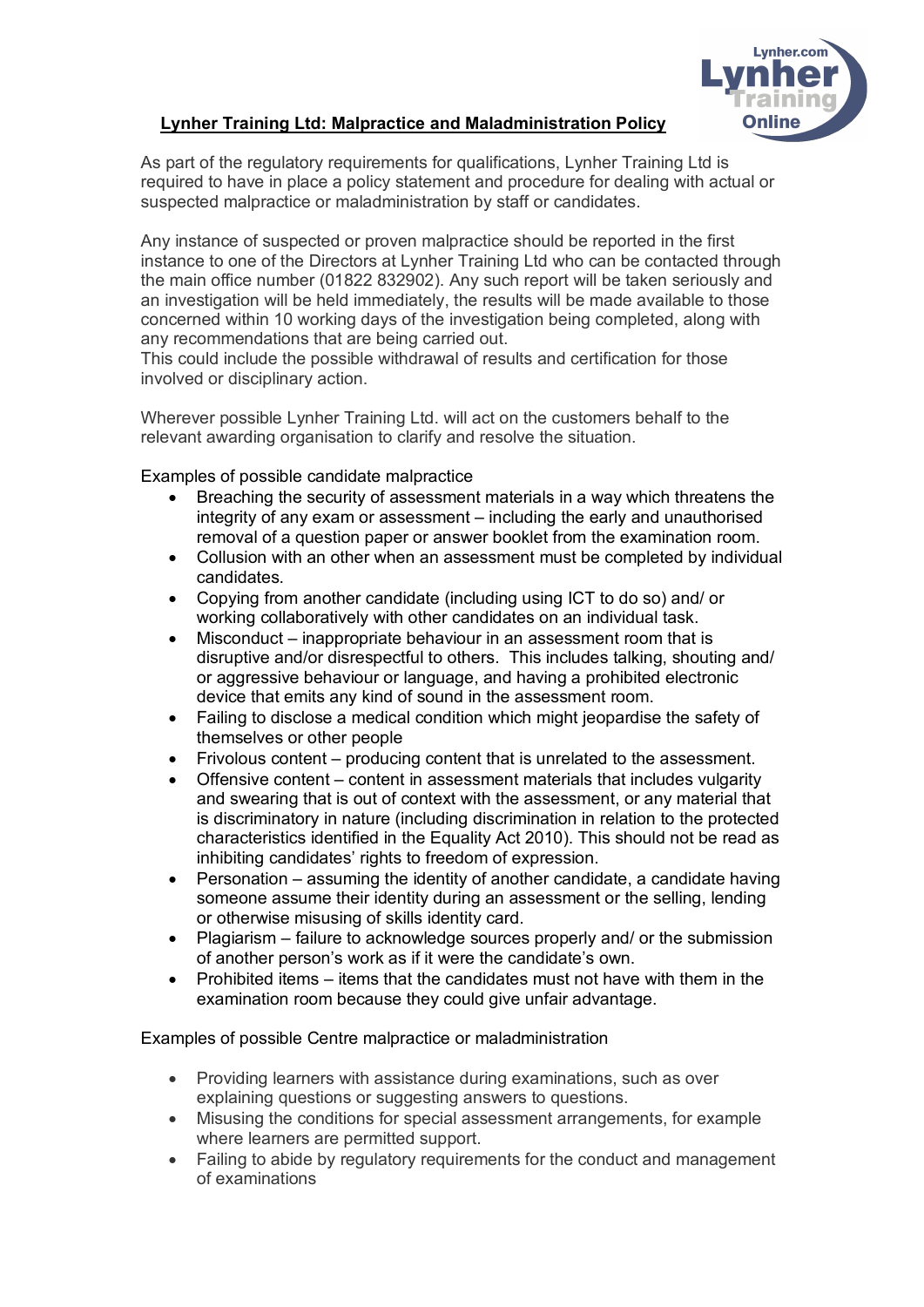# Lynher Training Ltd: Malpractice and Maladministration Policy

As part of the regulatory requirements for qualifications, Lynher Training Ltd is required to have in place a policy statement and procedure for dealing with actual or suspected malpractice or maladministration by staff or candidates.

Any instance of suspected or proven malpractice should be reported in the first instance to one of the Directors at Lynher Training Ltd who can be contacted through the main office number (01822 832902). Any such report will be taken seriously and an investigation will be held immediately, the results will be made available to those concerned within 10 working days of the investigation being completed, along with any recommendations that are being carried out.
This could include the possible withdrawal of results and certification for those involved or disciplinary action.

Wherever possible Lynher Training Ltd. will act on the customers behalf to the relevant awarding organisation to clarify and resolve the situation.

Examples of possible candidate malpractice

- Breaching the security of assessment materials in a way which threatens the integrity of any exam or assessment – including the early and unauthorised removal of a question paper or answer booklet from the examination room.
- Collusion with an other when an assessment must be completed by individual candidates.
- Copying from another candidate (including using ICT to do so) and/ or working collaboratively with other candidates on an individual task.
- Misconduct – inappropriate behaviour in an assessment room that is disruptive and/or disrespectful to others. This includes talking, shouting and/ or aggressive behaviour or language, and having a prohibited electronic device that emits any kind of sound in the assessment room.
- Failing to disclose a medical condition which might jeopardise the safety of themselves or other people
- Frivolous content – producing content that is unrelated to the assessment.
- Offensive content – content in assessment materials that includes vulgarity and swearing that is out of context with the assessment, or any material that is discriminatory in nature (including discrimination in relation to the protected characteristics identified in the Equality Act 2010). This should not be read as inhibiting candidates' rights to freedom of expression.
- Personation – assuming the identity of another candidate, a candidate having someone assume their identity during an assessment or the selling, lending or otherwise misusing of skills identity card.
- Plagiarism – failure to acknowledge sources properly and/ or the submission of another person's work as if it were the candidate's own.
- Prohibited items – items that the candidates must not have with them in the examination room because they could give unfair advantage.

Examples of possible Centre malpractice or maladministration

- Providing learners with assistance during examinations, such as over explaining questions or suggesting answers to questions.
- Misusing the conditions for special assessment arrangements, for example where learners are permitted support.
- Failing to abide by regulatory requirements for the conduct and management of examinations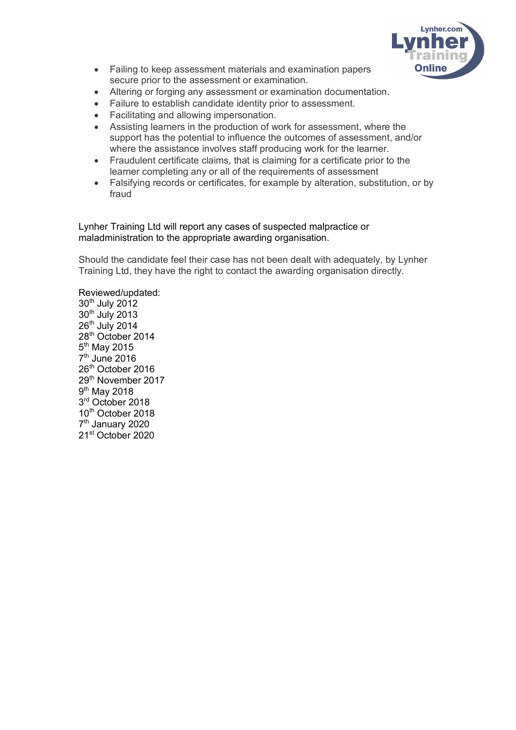- Failing to keep assessment materials and examination papers secure prior to the assessment or examination.
- Altering or forging any assessment or examination documentation.
- Failure to establish candidate identity prior to assessment.
- Facilitating and allowing impersonation.
- Assisting learners in the production of work for assessment, where the support has the potential to influence the outcomes of assessment, and/or where the assistance involves staff producing work for the learner.
- Fraudulent certificate claims, that is claiming for a certificate prior to the learner completing any or all of the requirements of assessment
- Falsifying records or certificates, for example by alteration, substitution, or by fraud

Lynher Training Ltd will report any cases of suspected malpractice or maladministration to the appropriate awarding organisation.

Should the candidate feel their case has not been dealt with adequately, by Lynher Training Ltd, they have the right to contact the awarding organisation directly.

Reviewed/updated:
30th July 2012
30th July 2013
26th July 2014
28th October 2014
5th May 2015
7th June 2016
26th October 2016
29th November 2017
9th May 2018
3rd October 2018
10th October 2018
7th January 2020
21st October 2020